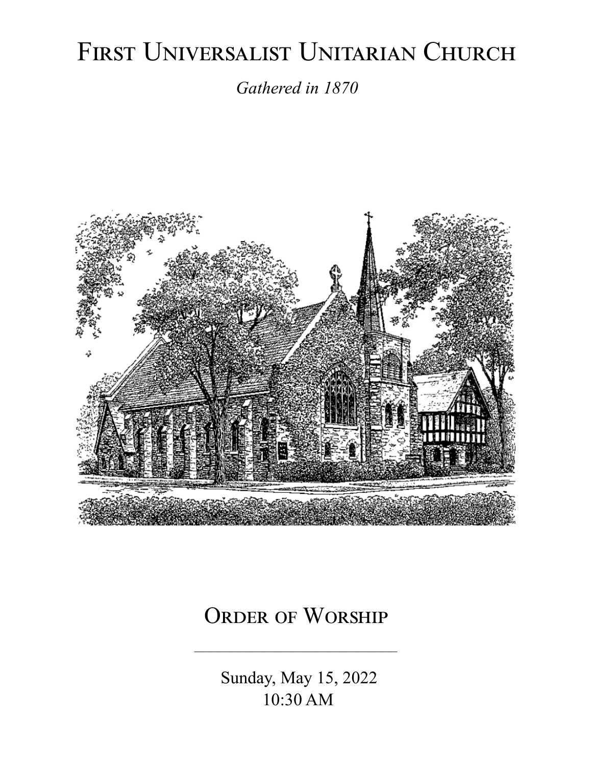# First Universalist Unitarian Church

*Gathered in 1870*

## Order of Worship

---

Sunday, May 15, 2022
10:30 AM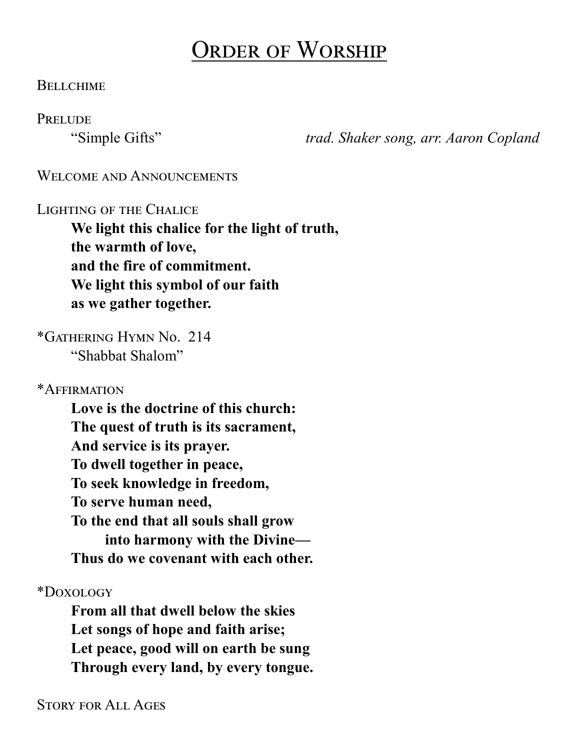# Order of Worship

Bellchime

Prelude

"Simple Gifts" *trad. Shaker song, arr. Aaron Copland*

Welcome and Announcements

Lighting of the Chalice

**We light this chalice for the light of truth,**
**the warmth of love,**
**and the fire of commitment.**
**We light this symbol of our faith**
**as we gather together.**

*Gathering Hymn No. 214

"Shabbat Shalom"

*Affirmation

**Love is the doctrine of this church:**
**The quest of truth is its sacrament,**
**And service is its prayer.**
**To dwell together in peace,**
**To seek knowledge in freedom,**
**To serve human need,**
**To the end that all souls shall grow**
**into harmony with the Divine—**
**Thus do we covenant with each other.**

*Doxology

**From all that dwell below the skies**
**Let songs of hope and faith arise;**
**Let peace, good will on earth be sung**
**Through every land, by every tongue.**

Story for All Ages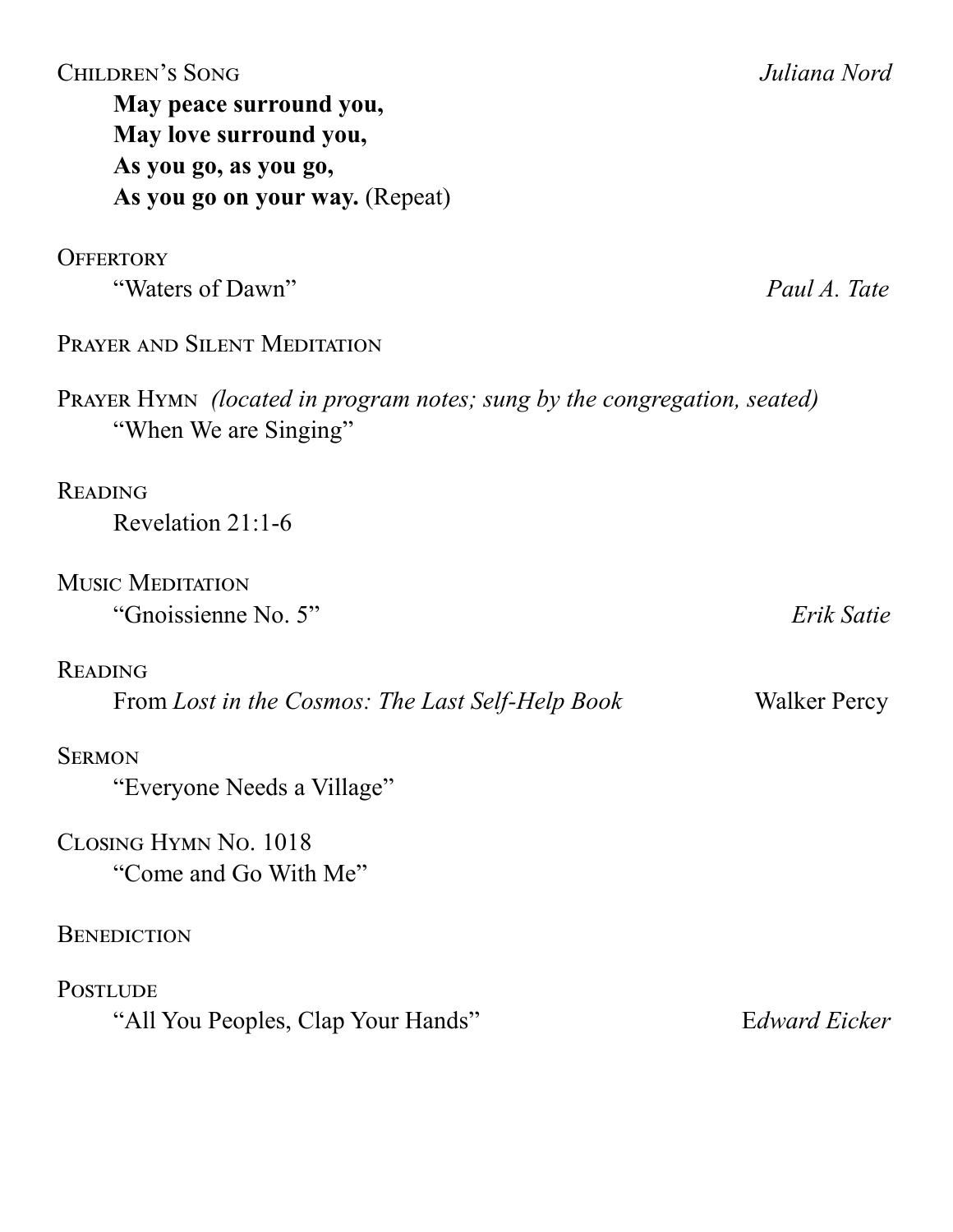Children's Song *Juliana Nord*

**May peace surround you,**
**May love surround you,**
**As you go, as you go,**
**As you go on your way.** (Repeat)

Offertory

"Waters of Dawn" *Paul A. Tate*

Prayer and Silent Meditation

Prayer Hymn *(located in program notes; sung by the congregation, seated)*

"When We are Singing"

Reading

Revelation 21:1-6

Music Meditation

"Gnoissienne No. 5" *Erik Satie*

Reading

From *Lost in the Cosmos: The Last Self-Help Book* Walker Percy

Sermon

"Everyone Needs a Village"

Closing Hymn No. 1018

"Come and Go With Me"

Benediction

Postlude

"All You Peoples, Clap Your Hands" E*dward Eicker*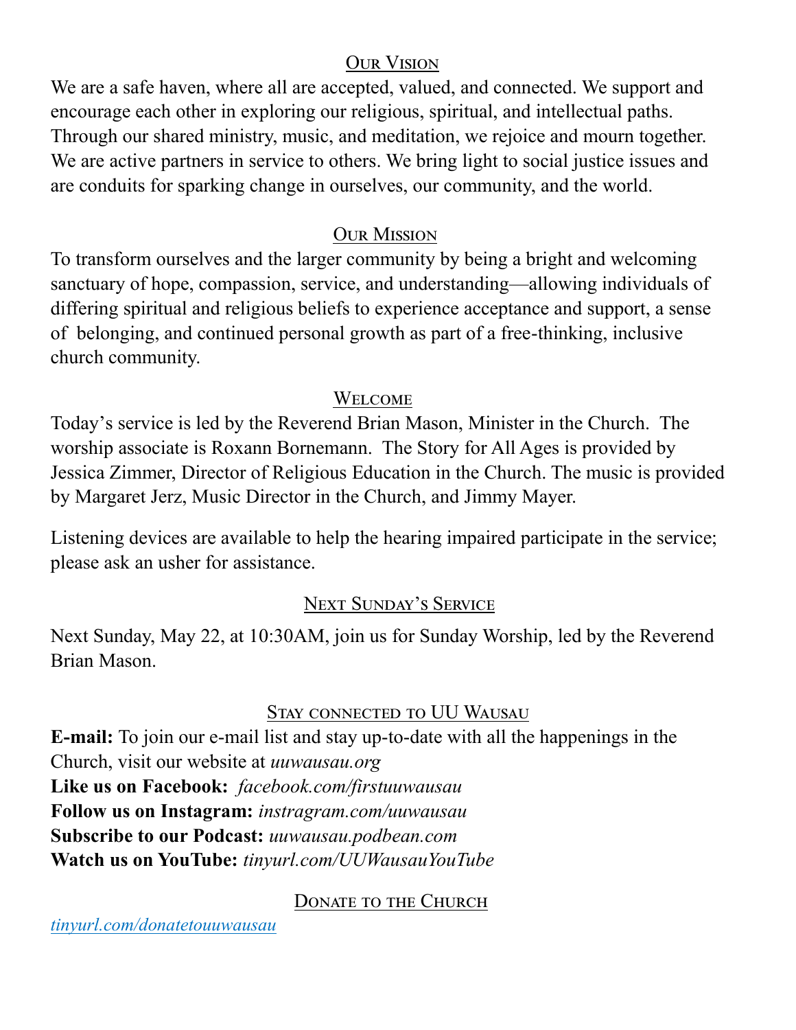## Our Vision

We are a safe haven, where all are accepted, valued, and connected. We support and encourage each other in exploring our religious, spiritual, and intellectual paths. Through our shared ministry, music, and meditation, we rejoice and mourn together. We are active partners in service to others. We bring light to social justice issues and are conduits for sparking change in ourselves, our community, and the world.

## Our Mission

To transform ourselves and the larger community by being a bright and welcoming sanctuary of hope, compassion, service, and understanding—allowing individuals of differing spiritual and religious beliefs to experience acceptance and support, a sense of belonging, and continued personal growth as part of a free-thinking, inclusive church community.

## Welcome

Today's service is led by the Reverend Brian Mason, Minister in the Church. The worship associate is Roxann Bornemann. The Story for All Ages is provided by Jessica Zimmer, Director of Religious Education in the Church. The music is provided by Margaret Jerz, Music Director in the Church, and Jimmy Mayer.

Listening devices are available to help the hearing impaired participate in the service; please ask an usher for assistance.

## Next Sunday's Service

Next Sunday, May 22, at 10:30AM, join us for Sunday Worship, led by the Reverend Brian Mason.

## Stay connected to UU Wausau

**E-mail:** To join our e-mail list and stay up-to-date with all the happenings in the Church, visit our website at *uuwausau.org*
**Like us on Facebook:** *facebook.com/firstuuwausau*
**Follow us on Instagram:** *instragram.com/uuwausau*
**Subscribe to our Podcast:** *uuwausau.podbean.com*
**Watch us on YouTube:** *tinyurl.com/UUWausauYouTube*

## Donate to the Church

*tinyurl.com/donatetouuwausau*